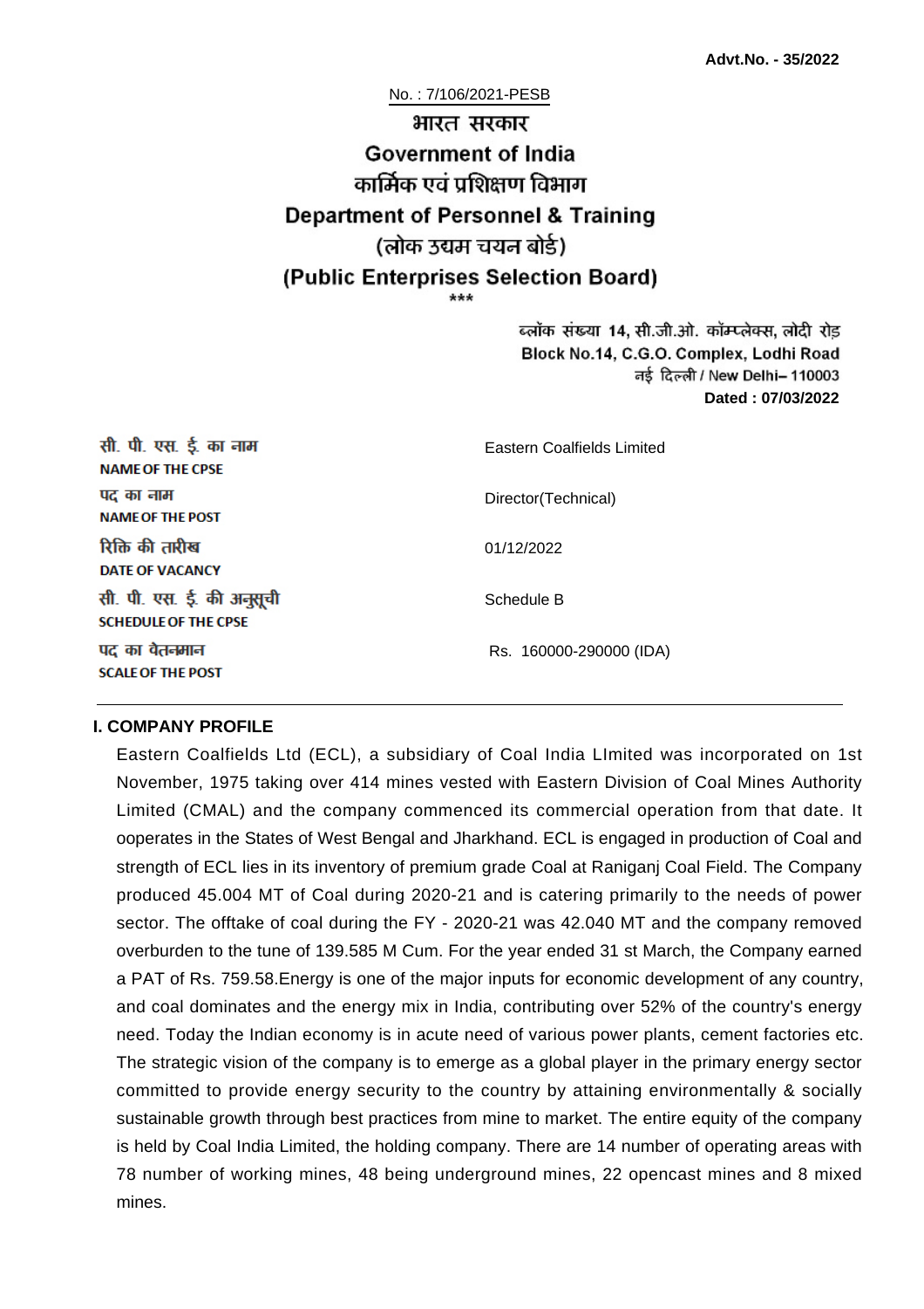**Advt.No. - 35/2022**

No. : 7/106/2021-PESB

# भारत सरकार
# Government of India
## कार्मिक एवं प्रशिक्षण विभाग
## Department of Personnel & Training
## (लोक उद्यम चयन बोर्ड)
## (Public Enterprises Selection Board)

\*\*\*

ब्लॉक संख्या 14, सी.जी.ओ. कॉम्प्लेक्स, लोदी रोड
Block No.14, C.G.O. Complex, Lodhi Road
नई दिल्ली / New Delhi– 110003
**Dated : 07/03/2022**

| | |
|---|---|
| सी. पी. एस. ई. का नाम **NAME OF THE CPSE** | Eastern Coalfields Limited |
| पद का नाम **NAME OF THE POST** | Director(Technical) |
| रिक्ति की तारीख **DATE OF VACANCY** | 01/12/2022 |
| सी. पी. एस. ई. की अनुसूची **SCHEDULE OF THE CPSE** | Schedule B |
| पद का वेतनमान **SCALE OF THE POST** | Rs. 160000-290000 (IDA) |

### I. COMPANY PROFILE

Eastern Coalfields Ltd (ECL), a subsidiary of Coal India LImited was incorporated on 1st November, 1975 taking over 414 mines vested with Eastern Division of Coal Mines Authority Limited (CMAL) and the company commenced its commercial operation from that date. It ooperates in the States of West Bengal and Jharkhand. ECL is engaged in production of Coal and strength of ECL lies in its inventory of premium grade Coal at Raniganj Coal Field. The Company produced 45.004 MT of Coal during 2020-21 and is catering primarily to the needs of power sector. The offtake of coal during the FY - 2020-21 was 42.040 MT and the company removed overburden to the tune of 139.585 M Cum. For the year ended 31 st March, the Company earned a PAT of Rs. 759.58.Energy is one of the major inputs for economic development of any country, and coal dominates and the energy mix in India, contributing over 52% of the country's energy need. Today the Indian economy is in acute need of various power plants, cement factories etc. The strategic vision of the company is to emerge as a global player in the primary energy sector committed to provide energy security to the country by attaining environmentally & socially sustainable growth through best practices from mine to market. The entire equity of the company is held by Coal India Limited, the holding company. There are 14 number of operating areas with 78 number of working mines, 48 being underground mines, 22 opencast mines and 8 mixed mines.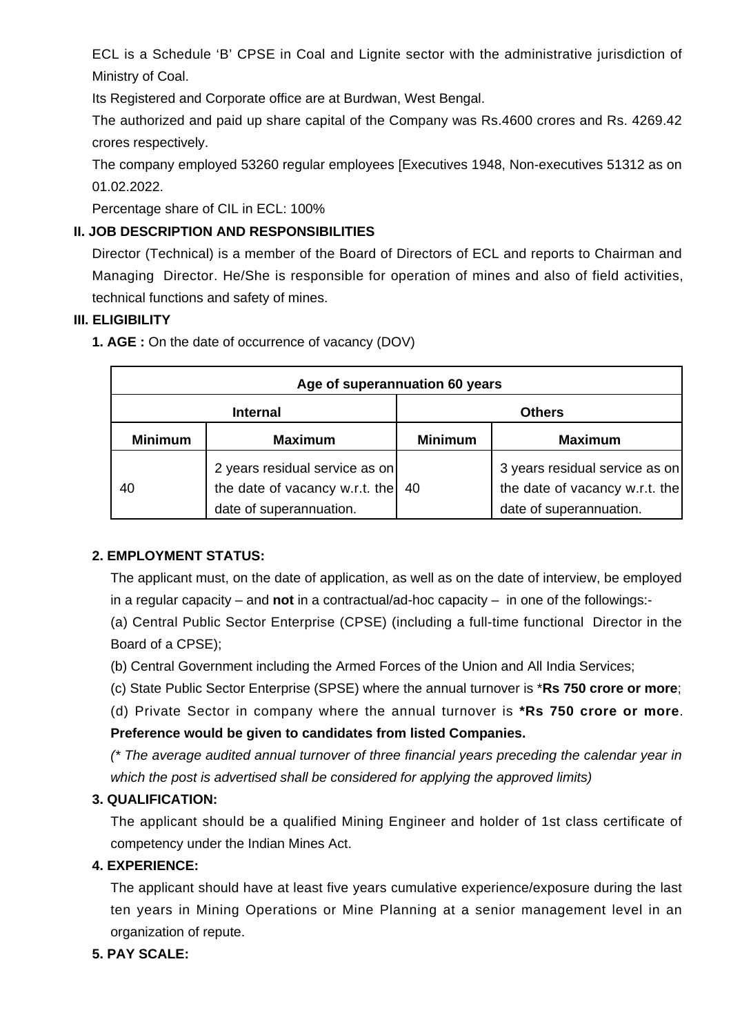ECL is a Schedule 'B' CPSE in Coal and Lignite sector with the administrative jurisdiction of Ministry of Coal.

Its Registered and Corporate office are at Burdwan, West Bengal.

The authorized and paid up share capital of the Company was Rs.4600 crores and Rs. 4269.42 crores respectively.

The company employed 53260 regular employees [Executives 1948, Non-executives 51312 as on 01.02.2022.

Percentage share of CIL in ECL: 100%

## II. JOB DESCRIPTION AND RESPONSIBILITIES

Director (Technical) is a member of the Board of Directors of ECL and reports to Chairman and Managing Director. He/She is responsible for operation of mines and also of field activities, technical functions and safety of mines.

## III. ELIGIBILITY

**1. AGE :** On the date of occurrence of vacancy (DOV)

| Age of superannuation 60 years | | | |
|---|---|---|---|
| **Internal** | | **Others** | |
| **Minimum** | **Maximum** | **Minimum** | **Maximum** |
| 40 | 2 years residual service as on the date of vacancy w.r.t. the date of superannuation. | 40 | 3 years residual service as on the date of vacancy w.r.t. the date of superannuation. |

**2. EMPLOYMENT STATUS:**

The applicant must, on the date of application, as well as on the date of interview, be employed in a regular capacity – and **not** in a contractual/ad-hoc capacity – in one of the followings:-

(a) Central Public Sector Enterprise (CPSE) (including a full-time functional Director in the Board of a CPSE);

(b) Central Government including the Armed Forces of the Union and All India Services;

(c) State Public Sector Enterprise (SPSE) where the annual turnover is ***Rs 750 crore or more**;

(d) Private Sector in company where the annual turnover is ***Rs 750 crore or more**. **Preference would be given to candidates from listed Companies.**

*(* The average audited annual turnover of three financial years preceding the calendar year in which the post is advertised shall be considered for applying the approved limits)*

**3. QUALIFICATION:**

The applicant should be a qualified Mining Engineer and holder of 1st class certificate of competency under the Indian Mines Act.

**4. EXPERIENCE:**

The applicant should have at least five years cumulative experience/exposure during the last ten years in Mining Operations or Mine Planning at a senior management level in an organization of repute.

**5. PAY SCALE:**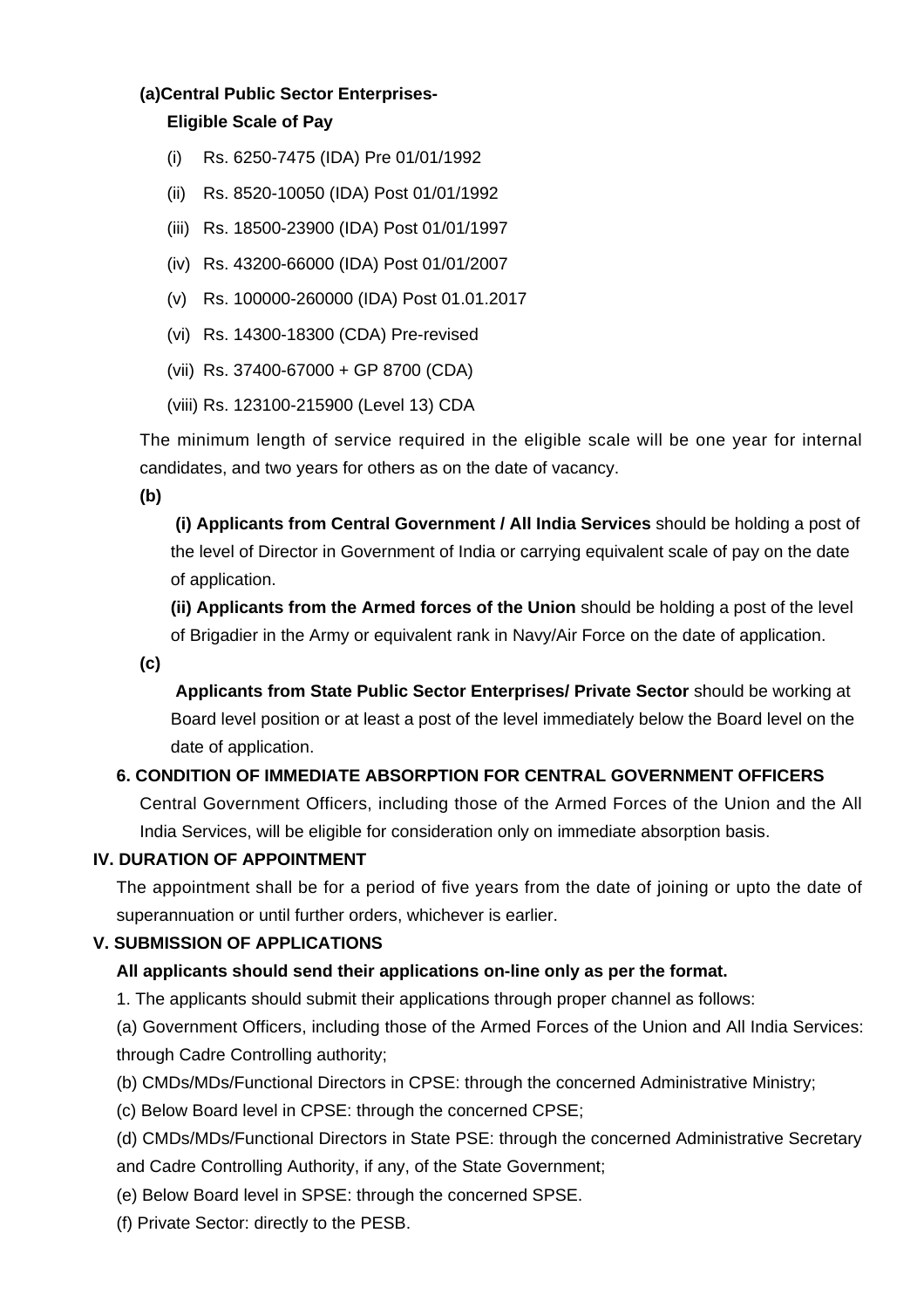**(a)Central Public Sector Enterprises-**

**Eligible Scale of Pay**

(i) Rs. 6250-7475 (IDA) Pre 01/01/1992

(ii) Rs. 8520-10050 (IDA) Post 01/01/1992

(iii) Rs. 18500-23900 (IDA) Post 01/01/1997

(iv) Rs. 43200-66000 (IDA) Post 01/01/2007

(v) Rs. 100000-260000 (IDA) Post 01.01.2017

(vi) Rs. 14300-18300 (CDA) Pre-revised

(vii) Rs. 37400-67000 + GP 8700 (CDA)

(viii) Rs. 123100-215900 (Level 13) CDA

The minimum length of service required in the eligible scale will be one year for internal candidates, and two years for others as on the date of vacancy.

**(b)**

**(i) Applicants from Central Government / All India Services** should be holding a post of the level of Director in Government of India or carrying equivalent scale of pay on the date of application.

**(ii) Applicants from the Armed forces of the Union** should be holding a post of the level of Brigadier in the Army or equivalent rank in Navy/Air Force on the date of application.

**(c)**

**Applicants from State Public Sector Enterprises/ Private Sector** should be working at Board level position or at least a post of the level immediately below the Board level on the date of application.

**6. CONDITION OF IMMEDIATE ABSORPTION FOR CENTRAL GOVERNMENT OFFICERS**

Central Government Officers, including those of the Armed Forces of the Union and the All India Services, will be eligible for consideration only on immediate absorption basis.

## IV. DURATION OF APPOINTMENT

The appointment shall be for a period of five years from the date of joining or upto the date of superannuation or until further orders, whichever is earlier.

## V. SUBMISSION OF APPLICATIONS

**All applicants should send their applications on-line only as per the format.**

1. The applicants should submit their applications through proper channel as follows:

(a) Government Officers, including those of the Armed Forces of the Union and All India Services: through Cadre Controlling authority;

(b) CMDs/MDs/Functional Directors in CPSE: through the concerned Administrative Ministry;

(c) Below Board level in CPSE: through the concerned CPSE;

(d) CMDs/MDs/Functional Directors in State PSE: through the concerned Administrative Secretary and Cadre Controlling Authority, if any, of the State Government;

(e) Below Board level in SPSE: through the concerned SPSE.

(f) Private Sector: directly to the PESB.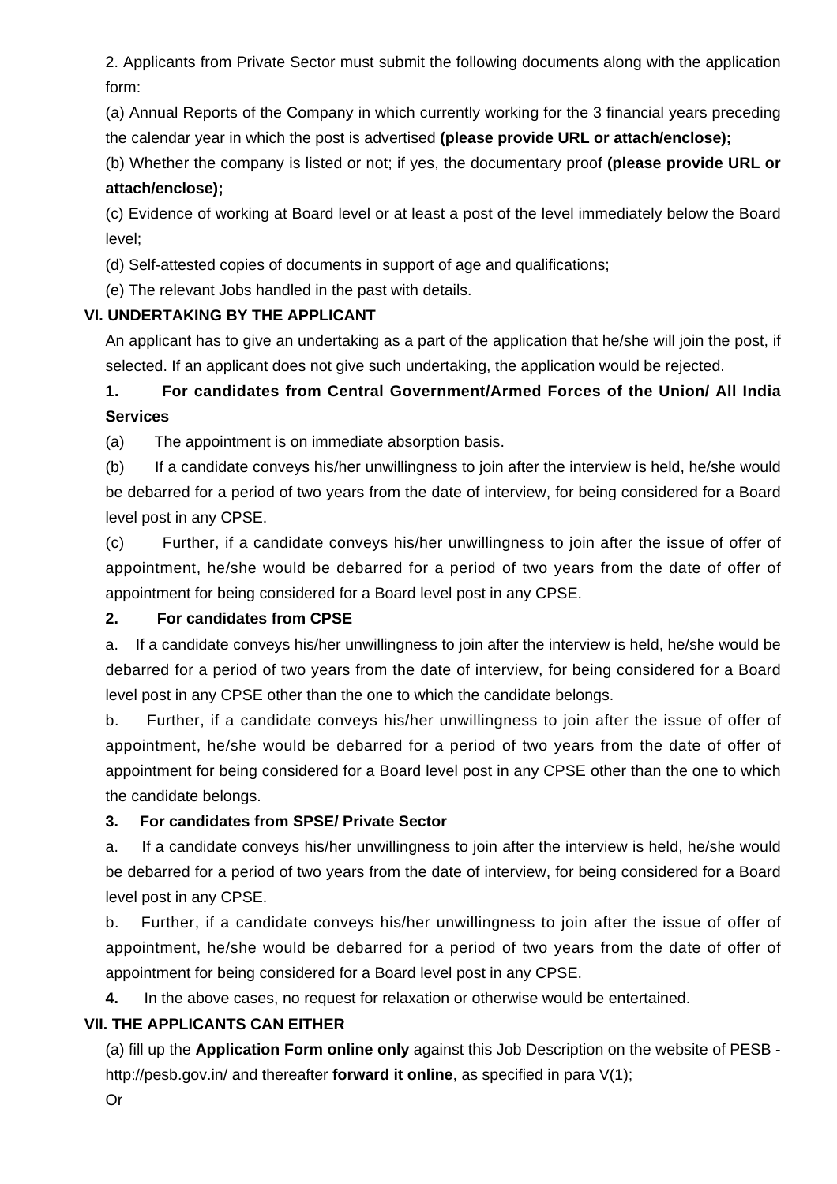2. Applicants from Private Sector must submit the following documents along with the application form:

(a) Annual Reports of the Company in which currently working for the 3 financial years preceding the calendar year in which the post is advertised **(please provide URL or attach/enclose);**

(b) Whether the company is listed or not; if yes, the documentary proof **(please provide URL or attach/enclose);**

(c) Evidence of working at Board level or at least a post of the level immediately below the Board level;

(d) Self-attested copies of documents in support of age and qualifications;

(e) The relevant Jobs handled in the past with details.

## VI. UNDERTAKING BY THE APPLICANT

An applicant has to give an undertaking as a part of the application that he/she will join the post, if selected. If an applicant does not give such undertaking, the application would be rejected.

**1. For candidates from Central Government/Armed Forces of the Union/ All India Services**

(a) The appointment is on immediate absorption basis.

(b) If a candidate conveys his/her unwillingness to join after the interview is held, he/she would be debarred for a period of two years from the date of interview, for being considered for a Board level post in any CPSE.

(c) Further, if a candidate conveys his/her unwillingness to join after the issue of offer of appointment, he/she would be debarred for a period of two years from the date of offer of appointment for being considered for a Board level post in any CPSE.

**2. For candidates from CPSE**

a. If a candidate conveys his/her unwillingness to join after the interview is held, he/she would be debarred for a period of two years from the date of interview, for being considered for a Board level post in any CPSE other than the one to which the candidate belongs.

b. Further, if a candidate conveys his/her unwillingness to join after the issue of offer of appointment, he/she would be debarred for a period of two years from the date of offer of appointment for being considered for a Board level post in any CPSE other than the one to which the candidate belongs.

**3. For candidates from SPSE/ Private Sector**

a. If a candidate conveys his/her unwillingness to join after the interview is held, he/she would be debarred for a period of two years from the date of interview, for being considered for a Board level post in any CPSE.

b. Further, if a candidate conveys his/her unwillingness to join after the issue of offer of appointment, he/she would be debarred for a period of two years from the date of offer of appointment for being considered for a Board level post in any CPSE.

**4.** In the above cases, no request for relaxation or otherwise would be entertained.

## VII. THE APPLICANTS CAN EITHER

(a) fill up the **Application Form online only** against this Job Description on the website of PESB - http://pesb.gov.in/ and thereafter **forward it online**, as specified in para V(1);

Or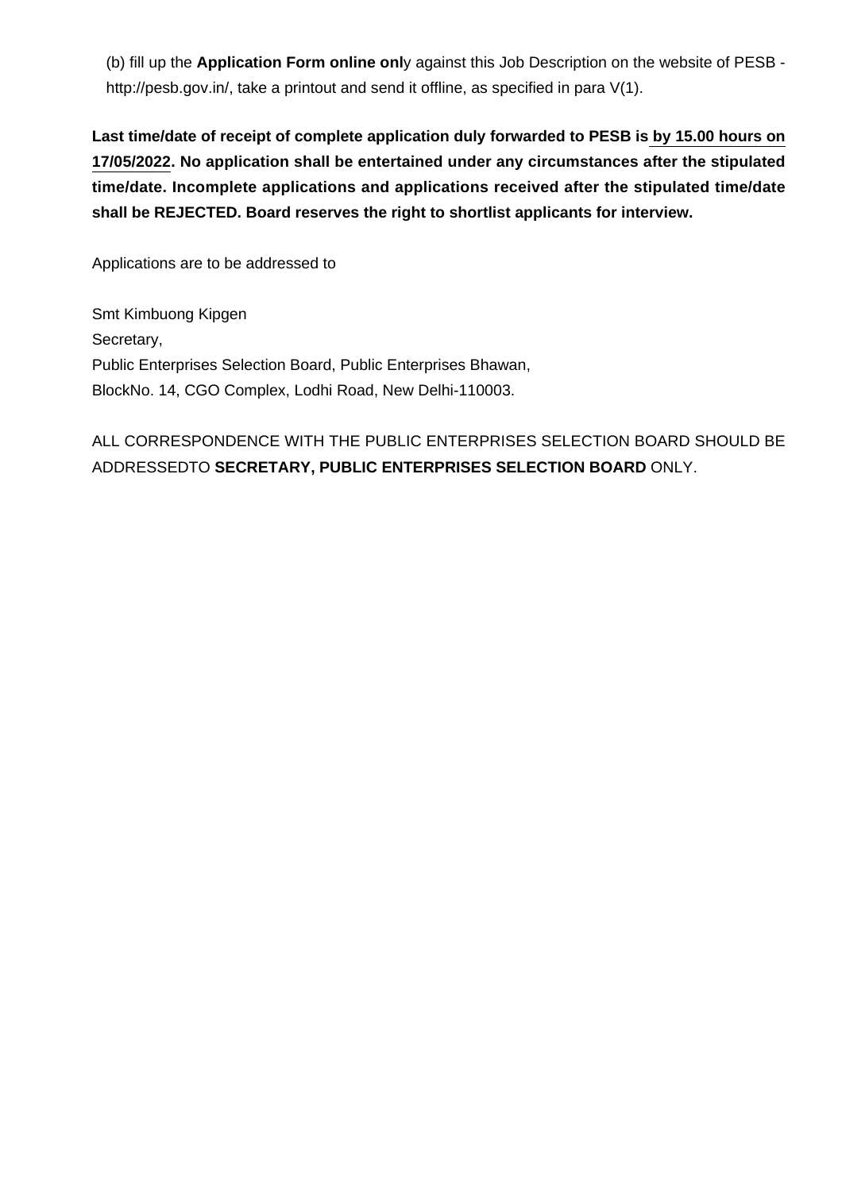(b) fill up the **Application Form online onl**y against this Job Description on the website of PESB - http://pesb.gov.in/, take a printout and send it offline, as specified in para V(1).

**Last time/date of receipt of complete application duly forwarded to PESB is by 15.00 hours on 17/05/2022. No application shall be entertained under any circumstances after the stipulated time/date. Incomplete applications and applications received after the stipulated time/date shall be REJECTED. Board reserves the right to shortlist applicants for interview.**

Applications are to be addressed to

Smt Kimbuong Kipgen
Secretary,
Public Enterprises Selection Board, Public Enterprises Bhawan,
BlockNo. 14, CGO Complex, Lodhi Road, New Delhi-110003.

ALL CORRESPONDENCE WITH THE PUBLIC ENTERPRISES SELECTION BOARD SHOULD BE ADDRESSEDTO **SECRETARY, PUBLIC ENTERPRISES SELECTION BOARD** ONLY.